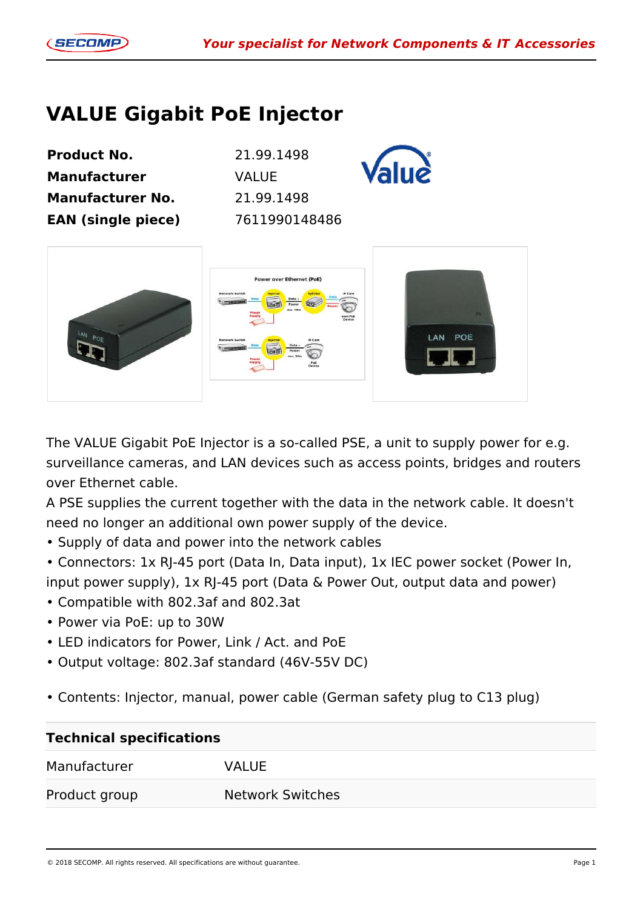# VALUE Gigabit PoE Injector

| | |
|---|---|
| **Product No.** | 21.99.1498 |
| **Manufacturer** | VALUE |
| **Manufacturer No.** | 21.99.1498 |
| **EAN (single piece)** | 7611990148486 |

The VALUE Gigabit PoE Injector is a so-called PSE, a unit to supply power for e.g. surveillance cameras, and LAN devices such as access points, bridges and routers over Ethernet cable.
A PSE supplies the current together with the data in the network cable. It doesn't need no longer an additional own power supply of the device.
• Supply of data and power into the network cables
• Connectors: 1x RJ-45 port (Data In, Data input), 1x IEC power socket (Power In, input power supply), 1x RJ-45 port (Data & Power Out, output data and power)
• Compatible with 802.3af and 802.3at
• Power via PoE: up to 30W
• LED indicators for Power, Link / Act. and PoE
• Output voltage: 802.3af standard (46V-55V DC)

• Contents: Injector, manual, power cable (German safety plug to C13 plug)

| **Technical specifications** | |
|---|---|
| Manufacturer | VALUE |
| Product group | Network Switches |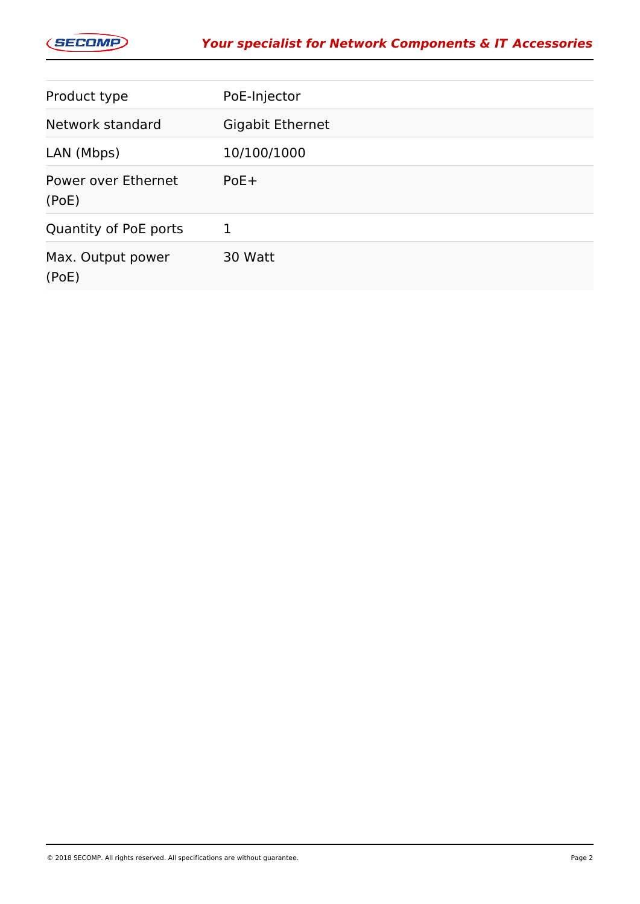| | |
|---|---|
| Product type | PoE-Injector |
| Network standard | Gigabit Ethernet |
| LAN (Mbps) | 10/100/1000 |
| Power over Ethernet (PoE) | PoE+ |
| Quantity of PoE ports | 1 |
| Max. Output power (PoE) | 30 Watt |